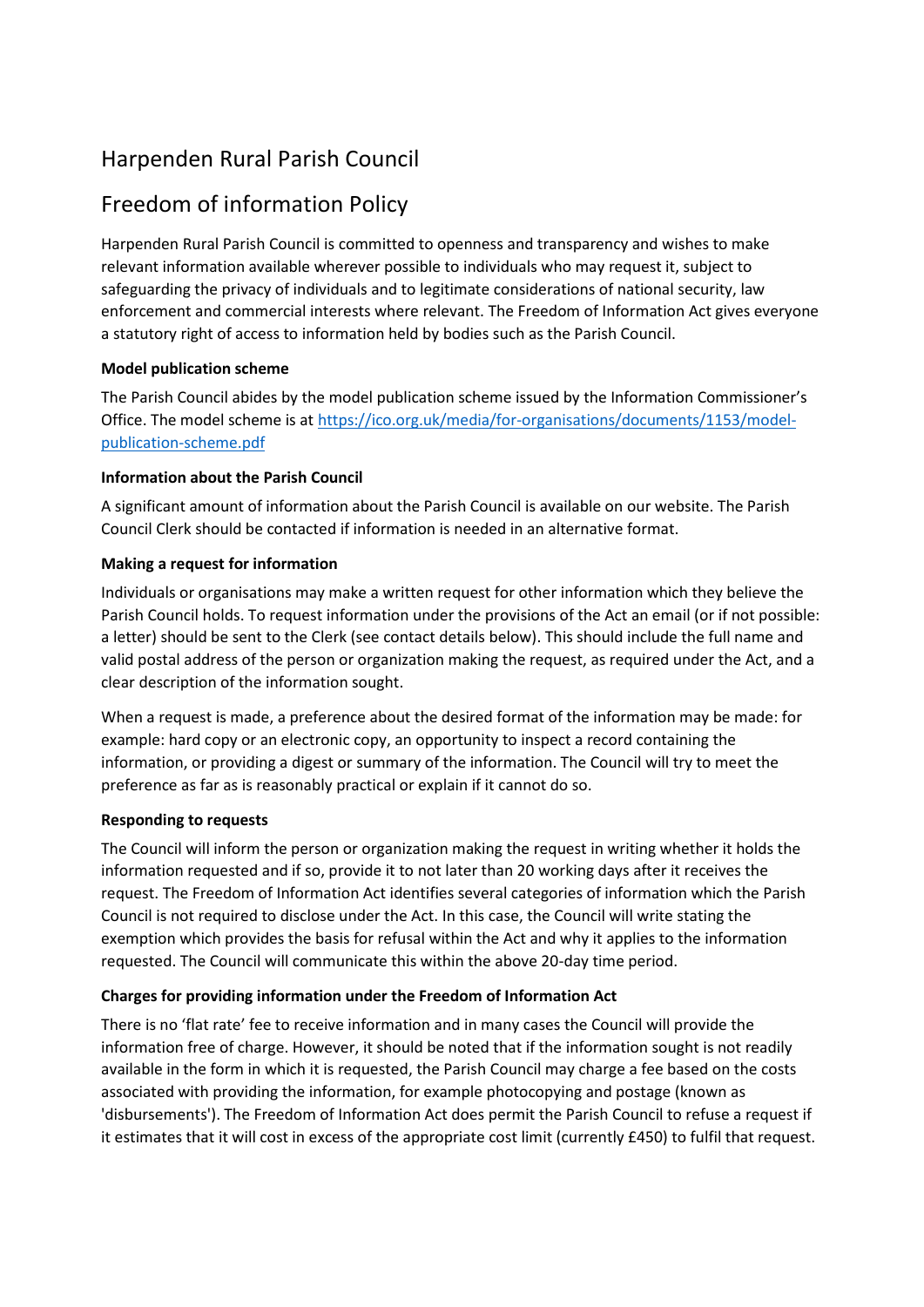# Harpenden Rural Parish Council

# Freedom of information Policy

Harpenden Rural Parish Council is committed to openness and transparency and wishes to make relevant information available wherever possible to individuals who may request it, subject to safeguarding the privacy of individuals and to legitimate considerations of national security, law enforcement and commercial interests where relevant. The Freedom of Information Act gives everyone a statutory right of access to information held by bodies such as the Parish Council.

**Model publication scheme**

The Parish Council abides by the model publication scheme issued by the Information Commissioner's Office. The model scheme is at [https://ico.org.uk/media/for-organisations/documents/1153/model-publication-scheme.pdf](https://ico.org.uk/media/for-organisations/documents/1153/model-publication-scheme.pdf)

**Information about the Parish Council**

A significant amount of information about the Parish Council is available on our website. The Parish Council Clerk should be contacted if information is needed in an alternative format.

**Making a request for information**

Individuals or organisations may make a written request for other information which they believe the Parish Council holds. To request information under the provisions of the Act an email (or if not possible: a letter) should be sent to the Clerk (see contact details below). This should include the full name and valid postal address of the person or organization making the request, as required under the Act, and a clear description of the information sought.

When a request is made, a preference about the desired format of the information may be made: for example: hard copy or an electronic copy, an opportunity to inspect a record containing the information, or providing a digest or summary of the information. The Council will try to meet the preference as far as is reasonably practical or explain if it cannot do so.

**Responding to requests**

The Council will inform the person or organization making the request in writing whether it holds the information requested and if so, provide it to not later than 20 working days after it receives the request. The Freedom of Information Act identifies several categories of information which the Parish Council is not required to disclose under the Act. In this case, the Council will write stating the exemption which provides the basis for refusal within the Act and why it applies to the information requested. The Council will communicate this within the above 20-day time period.

**Charges for providing information under the Freedom of Information Act**

There is no 'flat rate' fee to receive information and in many cases the Council will provide the information free of charge. However, it should be noted that if the information sought is not readily available in the form in which it is requested, the Parish Council may charge a fee based on the costs associated with providing the information, for example photocopying and postage (known as 'disbursements'). The Freedom of Information Act does permit the Parish Council to refuse a request if it estimates that it will cost in excess of the appropriate cost limit (currently £450) to fulfil that request.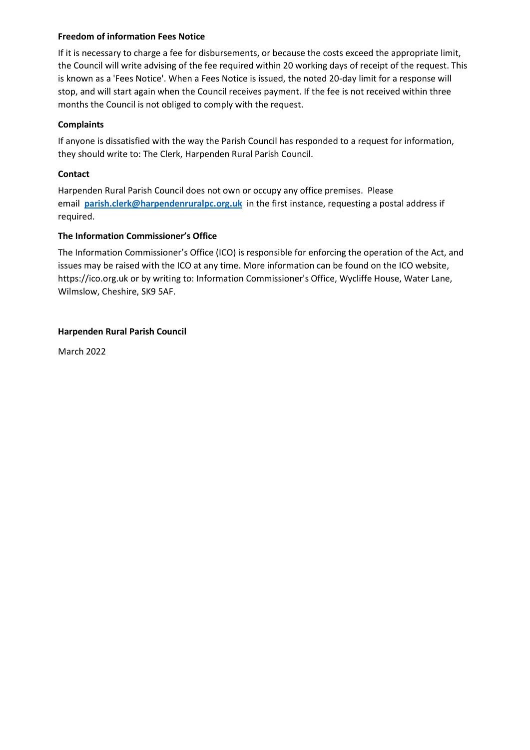**Freedom of information Fees Notice**

If it is necessary to charge a fee for disbursements, or because the costs exceed the appropriate limit, the Council will write advising of the fee required within 20 working days of receipt of the request. This is known as a 'Fees Notice'. When a Fees Notice is issued, the noted 20-day limit for a response will stop, and will start again when the Council receives payment. If the fee is not received within three months the Council is not obliged to comply with the request.

**Complaints**

If anyone is dissatisfied with the way the Parish Council has responded to a request for information, they should write to: The Clerk, Harpenden Rural Parish Council.

**Contact**

Harpenden Rural Parish Council does not own or occupy any office premises. Please email **parish.clerk@harpendenruralpc.org.uk** in the first instance, requesting a postal address if required.

**The Information Commissioner's Office**

The Information Commissioner's Office (ICO) is responsible for enforcing the operation of the Act, and issues may be raised with the ICO at any time. More information can be found on the ICO website, https://ico.org.uk or by writing to: Information Commissioner's Office, Wycliffe House, Water Lane, Wilmslow, Cheshire, SK9 5AF.

**Harpenden Rural Parish Council**

March 2022